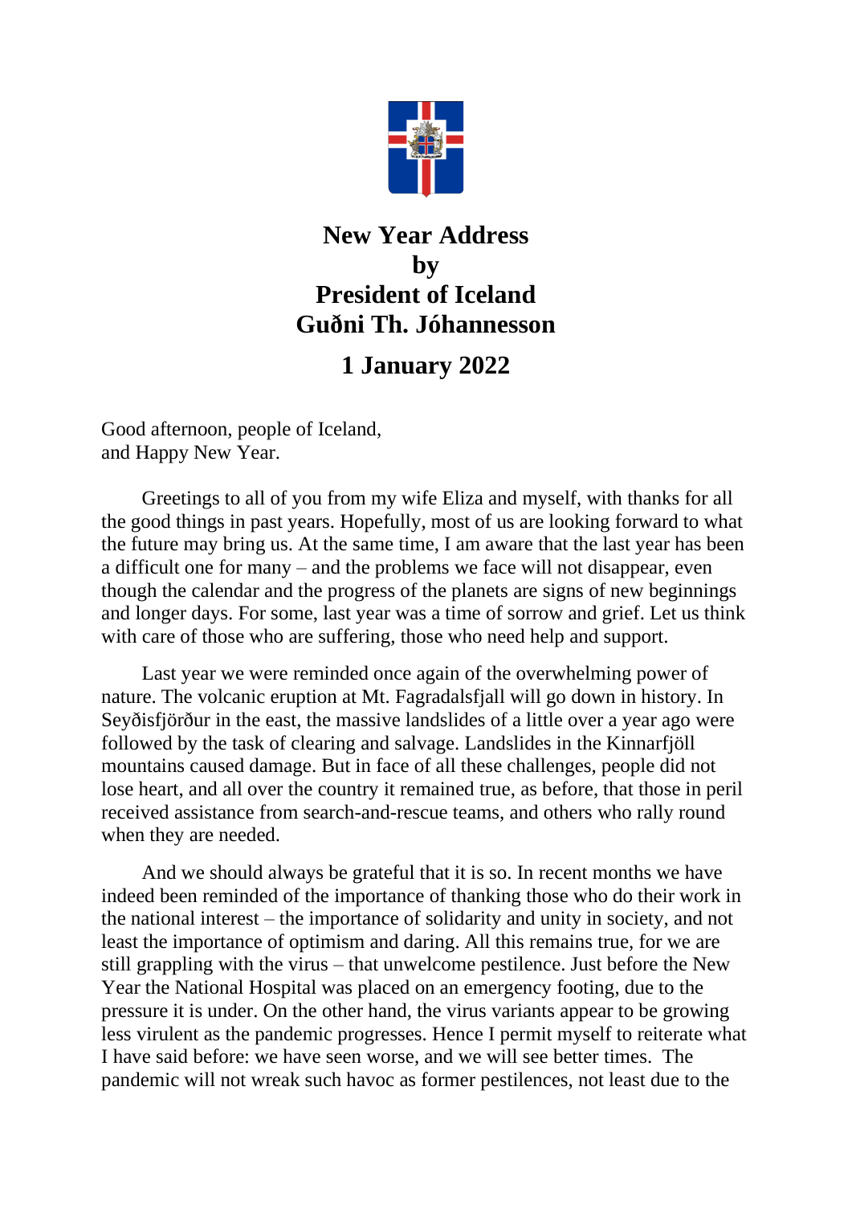# New Year Address
# by
# President of Iceland
# Guðni Th. Jóhannesson

## 1 January 2022

Good afternoon, people of Iceland,
and Happy New Year.

Greetings to all of you from my wife Eliza and myself, with thanks for all the good things in past years. Hopefully, most of us are looking forward to what the future may bring us. At the same time, I am aware that the last year has been a difficult one for many – and the problems we face will not disappear, even though the calendar and the progress of the planets are signs of new beginnings and longer days. For some, last year was a time of sorrow and grief. Let us think with care of those who are suffering, those who need help and support.

Last year we were reminded once again of the overwhelming power of nature. The volcanic eruption at Mt. Fagradalsfjall will go down in history. In Seyðisfjörður in the east, the massive landslides of a little over a year ago were followed by the task of clearing and salvage. Landslides in the Kinnarfjöll mountains caused damage. But in face of all these challenges, people did not lose heart, and all over the country it remained true, as before, that those in peril received assistance from search-and-rescue teams, and others who rally round when they are needed.

And we should always be grateful that it is so. In recent months we have indeed been reminded of the importance of thanking those who do their work in the national interest – the importance of solidarity and unity in society, and not least the importance of optimism and daring. All this remains true, for we are still grappling with the virus – that unwelcome pestilence. Just before the New Year the National Hospital was placed on an emergency footing, due to the pressure it is under. On the other hand, the virus variants appear to be growing less virulent as the pandemic progresses. Hence I permit myself to reiterate what I have said before: we have seen worse, and we will see better times. The pandemic will not wreak such havoc as former pestilences, not least due to the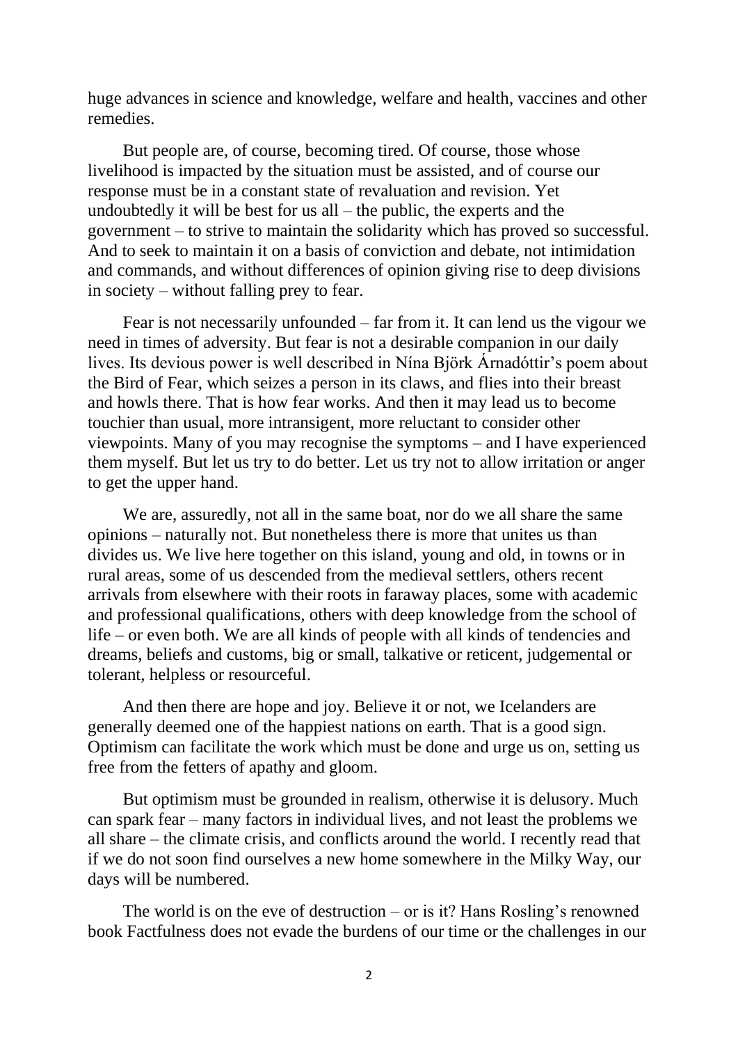huge advances in science and knowledge, welfare and health, vaccines and other remedies.

But people are, of course, becoming tired. Of course, those whose livelihood is impacted by the situation must be assisted, and of course our response must be in a constant state of revaluation and revision. Yet undoubtedly it will be best for us all – the public, the experts and the government – to strive to maintain the solidarity which has proved so successful. And to seek to maintain it on a basis of conviction and debate, not intimidation and commands, and without differences of opinion giving rise to deep divisions in society – without falling prey to fear.

Fear is not necessarily unfounded – far from it. It can lend us the vigour we need in times of adversity. But fear is not a desirable companion in our daily lives. Its devious power is well described in Nína Björk Árnadóttir's poem about the Bird of Fear, which seizes a person in its claws, and flies into their breast and howls there. That is how fear works. And then it may lead us to become touchier than usual, more intransigent, more reluctant to consider other viewpoints. Many of you may recognise the symptoms – and I have experienced them myself. But let us try to do better. Let us try not to allow irritation or anger to get the upper hand.

We are, assuredly, not all in the same boat, nor do we all share the same opinions – naturally not. But nonetheless there is more that unites us than divides us. We live here together on this island, young and old, in towns or in rural areas, some of us descended from the medieval settlers, others recent arrivals from elsewhere with their roots in faraway places, some with academic and professional qualifications, others with deep knowledge from the school of life – or even both. We are all kinds of people with all kinds of tendencies and dreams, beliefs and customs, big or small, talkative or reticent, judgemental or tolerant, helpless or resourceful.

And then there are hope and joy. Believe it or not, we Icelanders are generally deemed one of the happiest nations on earth. That is a good sign. Optimism can facilitate the work which must be done and urge us on, setting us free from the fetters of apathy and gloom.

But optimism must be grounded in realism, otherwise it is delusory. Much can spark fear – many factors in individual lives, and not least the problems we all share – the climate crisis, and conflicts around the world. I recently read that if we do not soon find ourselves a new home somewhere in the Milky Way, our days will be numbered.

The world is on the eve of destruction – or is it? Hans Rosling's renowned book Factfulness does not evade the burdens of our time or the challenges in our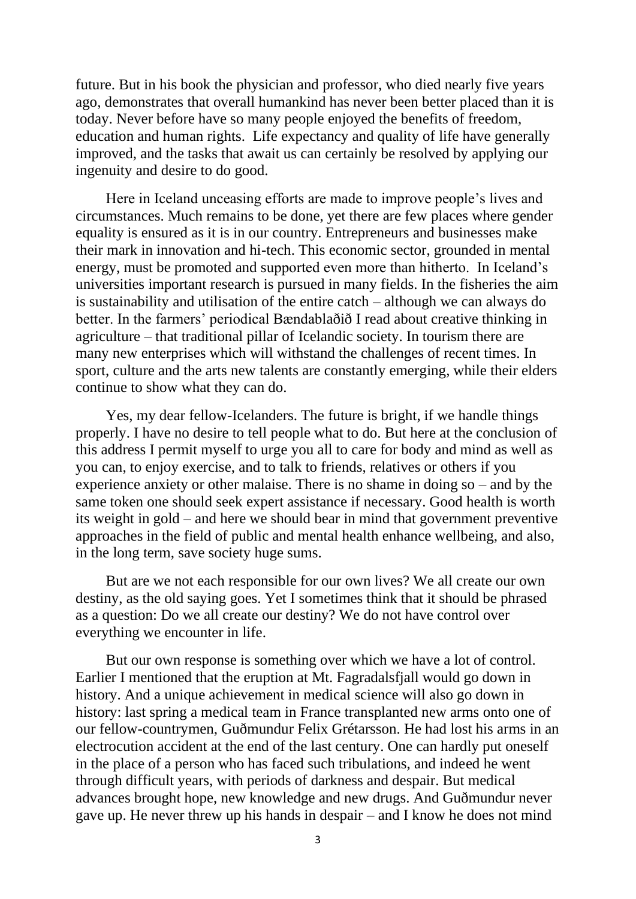future. But in his book the physician and professor, who died nearly five years ago, demonstrates that overall humankind has never been better placed than it is today. Never before have so many people enjoyed the benefits of freedom, education and human rights. Life expectancy and quality of life have generally improved, and the tasks that await us can certainly be resolved by applying our ingenuity and desire to do good.

Here in Iceland unceasing efforts are made to improve people's lives and circumstances. Much remains to be done, yet there are few places where gender equality is ensured as it is in our country. Entrepreneurs and businesses make their mark in innovation and hi-tech. This economic sector, grounded in mental energy, must be promoted and supported even more than hitherto. In Iceland's universities important research is pursued in many fields. In the fisheries the aim is sustainability and utilisation of the entire catch – although we can always do better. In the farmers' periodical Bændablaðið I read about creative thinking in agriculture – that traditional pillar of Icelandic society. In tourism there are many new enterprises which will withstand the challenges of recent times. In sport, culture and the arts new talents are constantly emerging, while their elders continue to show what they can do.

Yes, my dear fellow-Icelanders. The future is bright, if we handle things properly. I have no desire to tell people what to do. But here at the conclusion of this address I permit myself to urge you all to care for body and mind as well as you can, to enjoy exercise, and to talk to friends, relatives or others if you experience anxiety or other malaise. There is no shame in doing so – and by the same token one should seek expert assistance if necessary. Good health is worth its weight in gold – and here we should bear in mind that government preventive approaches in the field of public and mental health enhance wellbeing, and also, in the long term, save society huge sums.

But are we not each responsible for our own lives? We all create our own destiny, as the old saying goes. Yet I sometimes think that it should be phrased as a question: Do we all create our destiny? We do not have control over everything we encounter in life.

But our own response is something over which we have a lot of control. Earlier I mentioned that the eruption at Mt. Fagradalsfjall would go down in history. And a unique achievement in medical science will also go down in history: last spring a medical team in France transplanted new arms onto one of our fellow-countrymen, Guðmundur Felix Grétarsson. He had lost his arms in an electrocution accident at the end of the last century. One can hardly put oneself in the place of a person who has faced such tribulations, and indeed he went through difficult years, with periods of darkness and despair. But medical advances brought hope, new knowledge and new drugs. And Guðmundur never gave up. He never threw up his hands in despair – and I know he does not mind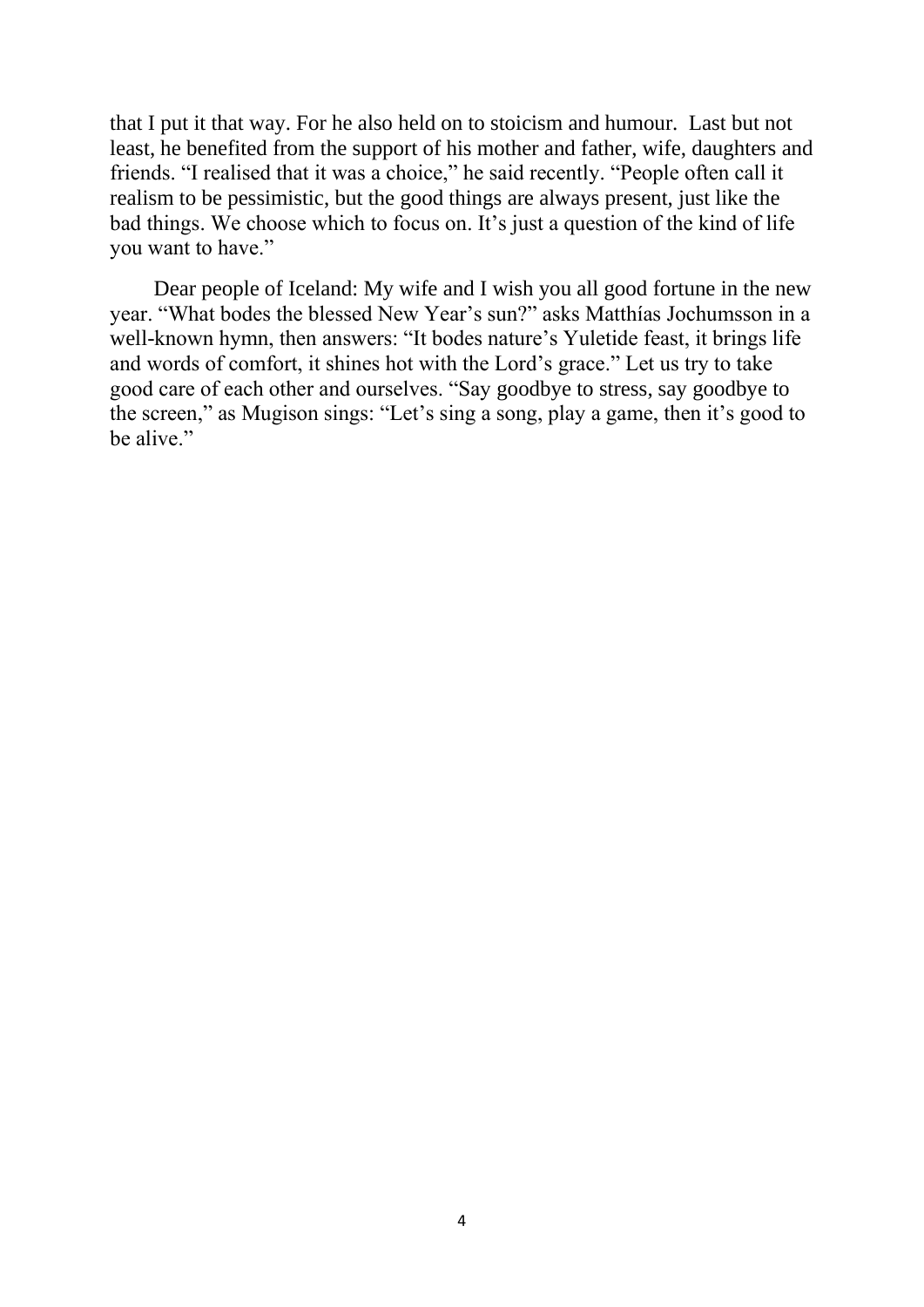that I put it that way. For he also held on to stoicism and humour. Last but not least, he benefited from the support of his mother and father, wife, daughters and friends. "I realised that it was a choice," he said recently. "People often call it realism to be pessimistic, but the good things are always present, just like the bad things. We choose which to focus on. It's just a question of the kind of life you want to have."

Dear people of Iceland: My wife and I wish you all good fortune in the new year. "What bodes the blessed New Year's sun?" asks Matthías Jochumsson in a well-known hymn, then answers: "It bodes nature's Yuletide feast, it brings life and words of comfort, it shines hot with the Lord's grace." Let us try to take good care of each other and ourselves. "Say goodbye to stress, say goodbye to the screen," as Mugison sings: "Let's sing a song, play a game, then it's good to be alive."